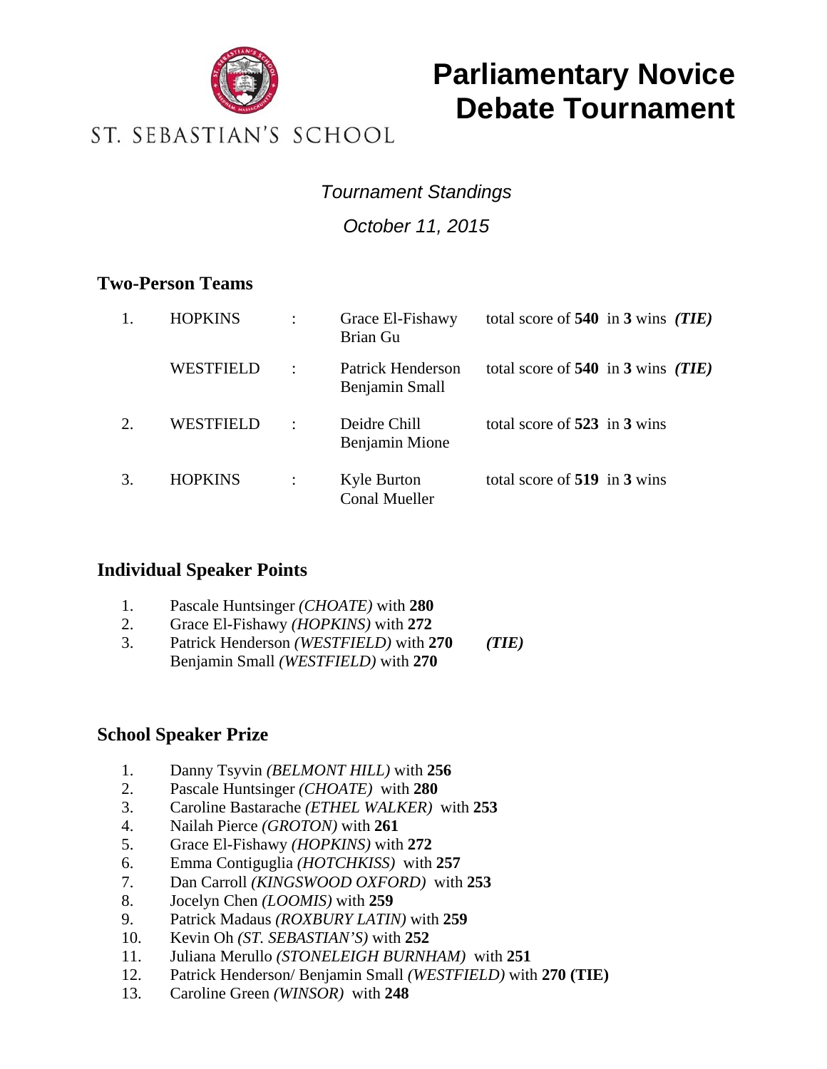ST. SEBASTIAN'S SCHOOL

# Parliamentary Novice Debate Tournament

*Tournament Standings*

*October 11, 2015*

## Two-Person Teams

| | | | | |
|---|---|---|---|---|
| 1. | HOPKINS | : | Grace El-Fishawy<br>Brian Gu | total score of **540** in **3** wins ***(TIE)*** |
| | WESTFIELD | : | Patrick Henderson<br>Benjamin Small | total score of **540** in **3** wins ***(TIE)*** |
| 2. | WESTFIELD | : | Deidre Chill<br>Benjamin Mione | total score of **523** in **3** wins |
| 3. | HOPKINS | : | Kyle Burton<br>Conal Mueller | total score of **519** in **3** wins |

## Individual Speaker Points

1. Pascale Huntsinger *(CHOATE)* with **280**
2. Grace El-Fishawy *(HOPKINS)* with **272**
3. Patrick Henderson *(WESTFIELD)* with **270** ***(TIE)***
   Benjamin Small *(WESTFIELD)* with **270**

## School Speaker Prize

1. Danny Tsyvin *(BELMONT HILL)* with **256**
2. Pascale Huntsinger *(CHOATE)* with **280**
3. Caroline Bastarache *(ETHEL WALKER)* with **253**
4. Nailah Pierce *(GROTON)* with **261**
5. Grace El-Fishawy *(HOPKINS)* with **272**
6. Emma Contiguglia *(HOTCHKISS)* with **257**
7. Dan Carroll *(KINGSWOOD OXFORD)* with **253**
8. Jocelyn Chen *(LOOMIS)* with **259**
9. Patrick Madaus *(ROXBURY LATIN)* with **259**
10. Kevin Oh *(ST. SEBASTIAN'S)* with **252**
11. Juliana Merullo *(STONELEIGH BURNHAM)* with **251**
12. Patrick Henderson/ Benjamin Small *(WESTFIELD)* with **270 (TIE)**
13. Caroline Green *(WINSOR)* with **248**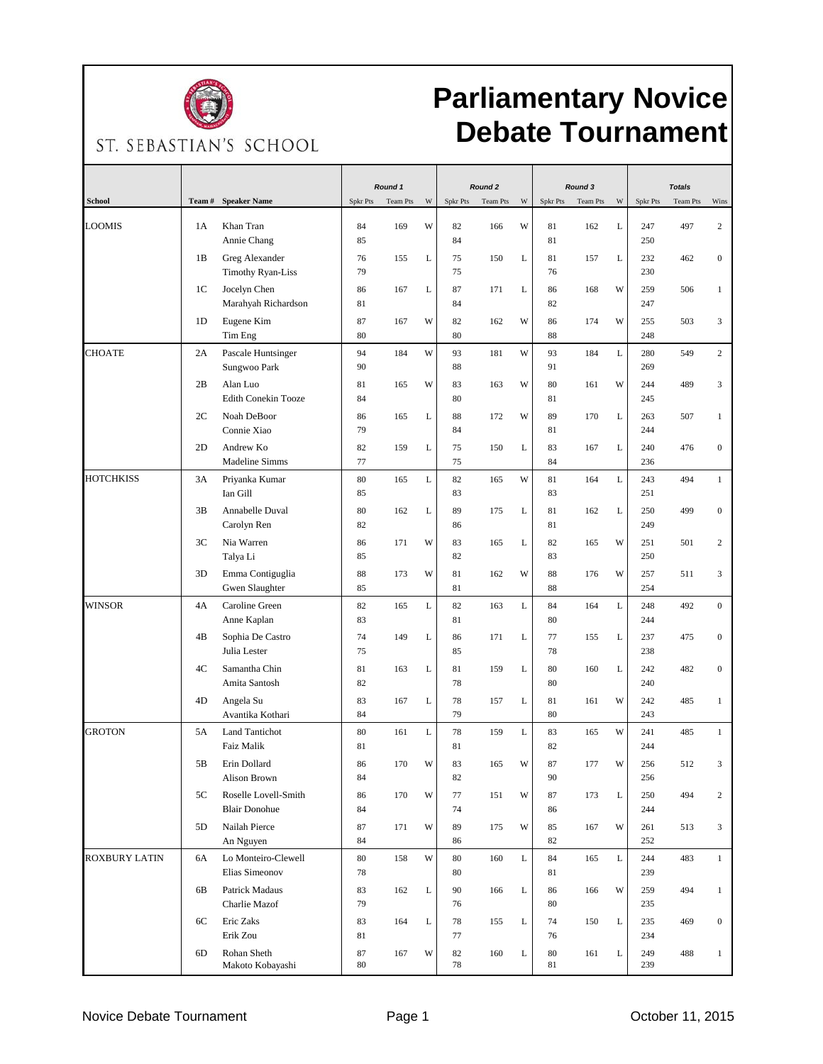ST. SEBASTIAN'S SCHOOL

# Parliamentary Novice Debate Tournament

| School | Team # | Speaker Name | Round 1 | | | Round 2 | | | Round 3 | | | Totals | | |
|---|---|---|---|---|---|---|---|---|---|---|---|---|---|---|
| | | | Spkr Pts | Team Pts | W | Spkr Pts | Team Pts | W | Spkr Pts | Team Pts | W | Spkr Pts | Team Pts | Wins |
| LOOMIS | 1A | Khan Tran | 84 | 169 | W | 82 | 166 | W | 81 | 162 | L | 247 | 497 | 2 |
| | | Annie Chang | 85 | | | 84 | | | 81 | | | 250 | | |
| | 1B | Greg Alexander | 76 | 155 | L | 75 | 150 | L | 81 | 157 | L | 232 | 462 | 0 |
| | | Timothy Ryan-Liss | 79 | | | 75 | | | 76 | | | 230 | | |
| | 1C | Jocelyn Chen | 86 | 167 | L | 87 | 171 | L | 86 | 168 | W | 259 | 506 | 1 |
| | | Marahyah Richardson | 81 | | | 84 | | | 82 | | | 247 | | |
| | 1D | Eugene Kim | 87 | 167 | W | 82 | 162 | W | 86 | 174 | W | 255 | 503 | 3 |
| | | Tim Eng | 80 | | | 80 | | | 88 | | | 248 | | |
| CHOATE | 2A | Pascale Huntsinger | 94 | 184 | W | 93 | 181 | W | 93 | 184 | L | 280 | 549 | 2 |
| | | Sungwoo Park | 90 | | | 88 | | | 91 | | | 269 | | |
| | 2B | Alan Luo | 81 | 165 | W | 83 | 163 | W | 80 | 161 | W | 244 | 489 | 3 |
| | | Edith Conekin Tooze | 84 | | | 80 | | | 81 | | | 245 | | |
| | 2C | Noah DeBoor | 86 | 165 | L | 88 | 172 | W | 89 | 170 | L | 263 | 507 | 1 |
| | | Connie Xiao | 79 | | | 84 | | | 81 | | | 244 | | |
| | 2D | Andrew Ko | 82 | 159 | L | 75 | 150 | L | 83 | 167 | L | 240 | 476 | 0 |
| | | Madeline Simms | 77 | | | 75 | | | 84 | | | 236 | | |
| HOTCHKISS | 3A | Priyanka Kumar | 80 | 165 | L | 82 | 165 | W | 81 | 164 | L | 243 | 494 | 1 |
| | | Ian Gill | 85 | | | 83 | | | 83 | | | 251 | | |
| | 3B | Annabelle Duval | 80 | 162 | L | 89 | 175 | L | 81 | 162 | L | 250 | 499 | 0 |
| | | Carolyn Ren | 82 | | | 86 | | | 81 | | | 249 | | |
| | 3C | Nia Warren | 86 | 171 | W | 83 | 165 | L | 82 | 165 | W | 251 | 501 | 2 |
| | | Talya Li | 85 | | | 82 | | | 83 | | | 250 | | |
| | 3D | Emma Contiguglia | 88 | 173 | W | 81 | 162 | W | 88 | 176 | W | 257 | 511 | 3 |
| | | Gwen Slaughter | 85 | | | 81 | | | 88 | | | 254 | | |
| WINSOR | 4A | Caroline Green | 82 | 165 | L | 82 | 163 | L | 84 | 164 | L | 248 | 492 | 0 |
| | | Anne Kaplan | 83 | | | 81 | | | 80 | | | 244 | | |
| | 4B | Sophia De Castro | 74 | 149 | L | 86 | 171 | L | 77 | 155 | L | 237 | 475 | 0 |
| | | Julia Lester | 75 | | | 85 | | | 78 | | | 238 | | |
| | 4C | Samantha Chin | 81 | 163 | L | 81 | 159 | L | 80 | 160 | L | 242 | 482 | 0 |
| | | Amita Santosh | 82 | | | 78 | | | 80 | | | 240 | | |
| | 4D | Angela Su | 83 | 167 | L | 78 | 157 | L | 81 | 161 | W | 242 | 485 | 1 |
| | | Avantika Kothari | 84 | | | 79 | | | 80 | | | 243 | | |
| GROTON | 5A | Land Tantichot | 80 | 161 | L | 78 | 159 | L | 83 | 165 | W | 241 | 485 | 1 |
| | | Faiz Malik | 81 | | | 81 | | | 82 | | | 244 | | |
| | 5B | Erin Dollard | 86 | 170 | W | 83 | 165 | W | 87 | 177 | W | 256 | 512 | 3 |
| | | Alison Brown | 84 | | | 82 | | | 90 | | | 256 | | |
| | 5C | Roselle Lovell-Smith | 86 | 170 | W | 77 | 151 | W | 87 | 173 | L | 250 | 494 | 2 |
| | | Blair Donohue | 84 | | | 74 | | | 86 | | | 244 | | |
| | 5D | Nailah Pierce | 87 | 171 | W | 89 | 175 | W | 85 | 167 | W | 261 | 513 | 3 |
| | | An Nguyen | 84 | | | 86 | | | 82 | | | 252 | | |
| ROXBURY LATIN | 6A | Lo Monteiro-Clewell | 80 | 158 | W | 80 | 160 | L | 84 | 165 | L | 244 | 483 | 1 |
| | | Elias Simeonov | 78 | | | 80 | | | 81 | | | 239 | | |
| | 6B | Patrick Madaus | 83 | 162 | L | 90 | 166 | L | 86 | 166 | W | 259 | 494 | 1 |
| | | Charlie Mazof | 79 | | | 76 | | | 80 | | | 235 | | |
| | 6C | Eric Zaks | 83 | 164 | L | 78 | 155 | L | 74 | 150 | L | 235 | 469 | 0 |
| | | Erik Zou | 81 | | | 77 | | | 76 | | | 234 | | |
| | 6D | Rohan Sheth | 87 | 167 | W | 82 | 160 | L | 80 | 161 | L | 249 | 488 | 1 |
| | | Makoto Kobayashi | 80 | | | 78 | | | 81 | | | 239 | | |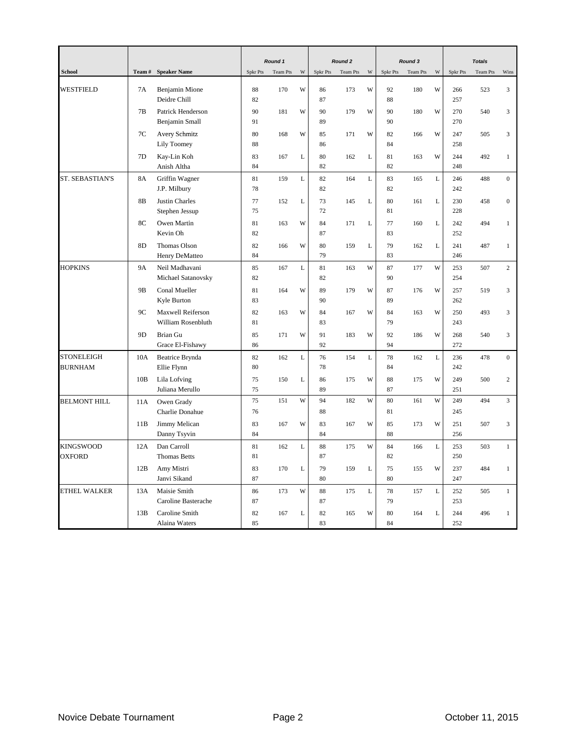| | | | Round 1 | | | Round 2 | | | Round 3 | | | Totals | | |
|---|---|---|---|---|---|---|---|---|---|---|---|---|---|---|
| School | Team # | Speaker Name | Spkr Pts | Team Pts | W | Spkr Pts | Team Pts | W | Spkr Pts | Team Pts | W | Spkr Pts | Team Pts | Wins |
| WESTFIELD | 7A | Benjamin Mione | 88 | 170 | W | 86 | 173 | W | 92 | 180 | W | 266 | 523 | 3 |
| | | Deidre Chill | 82 | | | 87 | | | 88 | | | 257 | | |
| | 7B | Patrick Henderson | 90 | 181 | W | 90 | 179 | W | 90 | 180 | W | 270 | 540 | 3 |
| | | Benjamin Small | 91 | | | 89 | | | 90 | | | 270 | | |
| | 7C | Avery Schmitz | 80 | 168 | W | 85 | 171 | W | 82 | 166 | W | 247 | 505 | 3 |
| | | Lily Toomey | 88 | | | 86 | | | 84 | | | 258 | | |
| | 7D | Kay-Lin Koh | 83 | 167 | L | 80 | 162 | L | 81 | 163 | W | 244 | 492 | 1 |
| | | Anish Altha | 84 | | | 82 | | | 82 | | | 248 | | |
| ST. SEBASTIAN'S | 8A | Griffin Wagner | 81 | 159 | L | 82 | 164 | L | 83 | 165 | L | 246 | 488 | 0 |
| | | J.P. Milbury | 78 | | | 82 | | | 82 | | | 242 | | |
| | 8B | Justin Charles | 77 | 152 | L | 73 | 145 | L | 80 | 161 | L | 230 | 458 | 0 |
| | | Stephen Jessup | 75 | | | 72 | | | 81 | | | 228 | | |
| | 8C | Owen Martin | 81 | 163 | W | 84 | 171 | L | 77 | 160 | L | 242 | 494 | 1 |
| | | Kevin Oh | 82 | | | 87 | | | 83 | | | 252 | | |
| | 8D | Thomas Olson | 82 | 166 | W | 80 | 159 | L | 79 | 162 | L | 241 | 487 | 1 |
| | | Henry DeMatteo | 84 | | | 79 | | | 83 | | | 246 | | |
| HOPKINS | 9A | Neil Madhavani | 85 | 167 | L | 81 | 163 | W | 87 | 177 | W | 253 | 507 | 2 |
| | | Michael Satanovsky | 82 | | | 82 | | | 90 | | | 254 | | |
| | 9B | Conal Mueller | 81 | 164 | W | 89 | 179 | W | 87 | 176 | W | 257 | 519 | 3 |
| | | Kyle Burton | 83 | | | 90 | | | 89 | | | 262 | | |
| | 9C | Maxwell Reiferson | 82 | 163 | W | 84 | 167 | W | 84 | 163 | W | 250 | 493 | 3 |
| | | William Rosenbluth | 81 | | | 83 | | | 79 | | | 243 | | |
| | 9D | Brian Gu | 85 | 171 | W | 91 | 183 | W | 92 | 186 | W | 268 | 540 | 3 |
| | | Grace El-Fishawy | 86 | | | 92 | | | 94 | | | 272 | | |
| STONELEIGH BURNHAM | 10A | Beatrice Brynda | 82 | 162 | L | 76 | 154 | L | 78 | 162 | L | 236 | 478 | 0 |
| | | Ellie Flynn | 80 | | | 78 | | | 84 | | | 242 | | |
| | 10B | Lila Lofving | 75 | 150 | L | 86 | 175 | W | 88 | 175 | W | 249 | 500 | 2 |
| | | Juliana Merullo | 75 | | | 89 | | | 87 | | | 251 | | |
| BELMONT HILL | 11A | Owen Grady | 75 | 151 | W | 94 | 182 | W | 80 | 161 | W | 249 | 494 | 3 |
| | | Charlie Donahue | 76 | | | 88 | | | 81 | | | 245 | | |
| | 11B | Jimmy Melican | 83 | 167 | W | 83 | 167 | W | 85 | 173 | W | 251 | 507 | 3 |
| | | Danny Tsyvin | 84 | | | 84 | | | 88 | | | 256 | | |
| KINGSWOOD OXFORD | 12A | Dan Carroll | 81 | 162 | L | 88 | 175 | W | 84 | 166 | L | 253 | 503 | 1 |
| | | Thomas Betts | 81 | | | 87 | | | 82 | | | 250 | | |
| | 12B | Amy Mistri | 83 | 170 | L | 79 | 159 | L | 75 | 155 | W | 237 | 484 | 1 |
| | | Janvi Sikand | 87 | | | 80 | | | 80 | | | 247 | | |
| ETHEL WALKER | 13A | Maisie Smith | 86 | 173 | W | 88 | 175 | L | 78 | 157 | L | 252 | 505 | 1 |
| | | Caroline Basterache | 87 | | | 87 | | | 79 | | | 253 | | |
| | 13B | Caroline Smith | 82 | 167 | L | 82 | 165 | W | 80 | 164 | L | 244 | 496 | 1 |
| | | Alaina Waters | 85 | | | 83 | | | 84 | | | 252 | | |